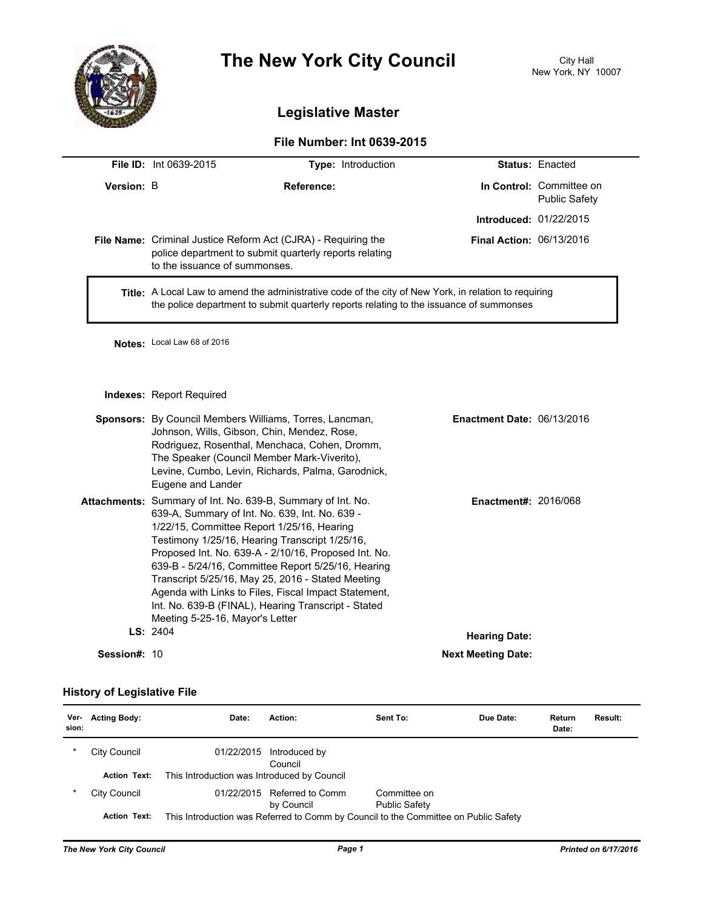# The New York City Council

City Hall
New York, NY 10007

## Legislative Master

### File Number: Int 0639-2015

**File ID:** Int 0639-2015 **Type:** Introduction **Status:** Enacted

**Version:** B **Reference:** **In Control:** Committee on Public Safety

**Introduced:** 01/22/2015

**File Name:** Criminal Justice Reform Act (CJRA) - Requiring the police department to submit quarterly reports relating to the issuance of summonses. **Final Action:** 06/13/2016

**Title:** A Local Law to amend the administrative code of the city of New York, in relation to requiring the police department to submit quarterly reports relating to the issuance of summonses

**Notes:** Local Law 68 of 2016

**Indexes:** Report Required

**Sponsors:** By Council Members Williams, Torres, Lancman, Johnson, Wills, Gibson, Chin, Mendez, Rose, Rodriguez, Rosenthal, Menchaca, Cohen, Dromm, The Speaker (Council Member Mark-Viverito), Levine, Cumbo, Levin, Richards, Palma, Garodnick, Eugene and Lander **Enactment Date:** 06/13/2016

**Attachments:** Summary of Int. No. 639-B, Summary of Int. No. 639-A, Summary of Int. No. 639, Int. No. 639 - 1/22/15, Committee Report 1/25/16, Hearing Testimony 1/25/16, Hearing Transcript 1/25/16, Proposed Int. No. 639-A - 2/10/16, Proposed Int. No. 639-B - 5/24/16, Committee Report 5/25/16, Hearing Transcript 5/25/16, May 25, 2016 - Stated Meeting Agenda with Links to Files, Fiscal Impact Statement, Int. No. 639-B (FINAL), Hearing Transcript - Stated Meeting 5-25-16, Mayor's Letter **Enactment#:** 2016/068

**LS:** 2404 **Hearing Date:**

**Session#:** 10 **Next Meeting Date:**

### History of Legislative File

| Version: | Acting Body: | Date: | Action: | Sent To: | Due Date: | Return Date: | Result: |
|---|---|---|---|---|---|---|---|
| * | City Council | 01/22/2015 | Introduced by Council | | | | |
| | **Action Text:** | This Introduction was Introduced by Council | | | | | |
| * | City Council | 01/22/2015 | Referred to Comm by Council | Committee on Public Safety | | | |
| | **Action Text:** | This Introduction was Referred to Comm by Council to the Committee on Public Safety | | | | | |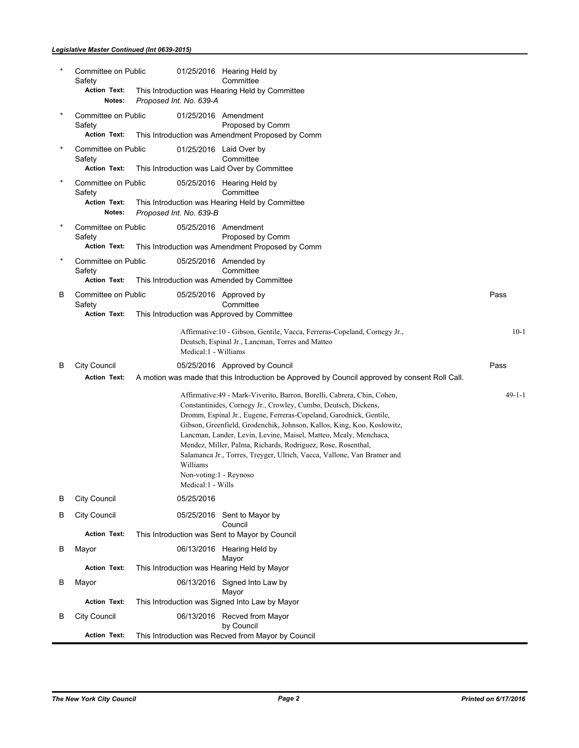| | | | | | |
|---|---|---|---|---|---|
| * | Committee on Public Safety | 01/25/2016 | Hearing Held by Committee | | |
| | **Action Text:** | This Introduction was Hearing Held by Committee | | | |
| | **Notes:** | *Proposed Int. No. 639-A* | | | |
| * | Committee on Public Safety | 01/25/2016 | Amendment Proposed by Comm | | |
| | **Action Text:** | This Introduction was Amendment Proposed by Comm | | | |
| * | Committee on Public Safety | 01/25/2016 | Laid Over by Committee | | |
| | **Action Text:** | This Introduction was Laid Over by Committee | | | |
| * | Committee on Public Safety | 05/25/2016 | Hearing Held by Committee | | |
| | **Action Text:** | This Introduction was Hearing Held by Committee | | | |
| | **Notes:** | *Proposed Int. No. 639-B* | | | |
| * | Committee on Public Safety | 05/25/2016 | Amendment Proposed by Comm | | |
| | **Action Text:** | This Introduction was Amendment Proposed by Comm | | | |
| * | Committee on Public Safety | 05/25/2016 | Amended by Committee | | |
| | **Action Text:** | This Introduction was Amended by Committee | | | |
| B | Committee on Public Safety | 05/25/2016 | Approved by Committee | Pass | |
| | **Action Text:** | This Introduction was Approved by Committee | | | |
| | | Affirmative:10 - Gibson, Gentile, Vacca, Ferreras-Copeland, Cornegy Jr., Deutsch, Espinal Jr., Lancman, Torres and Matteo<br>Medical:1 - Williams | | | 10-1 |
| B | City Council | 05/25/2016 | Approved by Council | Pass | |
| | **Action Text:** | A motion was made that this Introduction be Approved by Council approved by consent Roll Call. | | | |
| | | Affirmative:49 - Mark-Viverito, Barron, Borelli, Cabrera, Chin, Cohen, Constantinides, Cornegy Jr., Crowley, Cumbo, Deutsch, Dickens, Dromm, Espinal Jr., Eugene, Ferreras-Copeland, Garodnick, Gentile, Gibson, Greenfield, Grodenchik, Johnson, Kallos, King, Koo, Koslowitz, Lancman, Lander, Levin, Levine, Maisel, Matteo, Mealy, Menchaca, Mendez, Miller, Palma, Richards, Rodriguez, Rose, Rosenthal, Salamanca Jr., Torres, Treyger, Ulrich, Vacca, Vallone, Van Bramer and Williams<br>Non-voting:1 - Reynoso<br>Medical:1 - Wills | | | 49-1-1 |
| B | City Council | 05/25/2016 | | | |
| B | City Council | 05/25/2016 | Sent to Mayor by Council | | |
| | **Action Text:** | This Introduction was Sent to Mayor by Council | | | |
| B | Mayor | 06/13/2016 | Hearing Held by Mayor | | |
| | **Action Text:** | This Introduction was Hearing Held by Mayor | | | |
| B | Mayor | 06/13/2016 | Signed Into Law by Mayor | | |
| | **Action Text:** | This Introduction was Signed Into Law by Mayor | | | |
| B | City Council | 06/13/2016 | Recved from Mayor by Council | | |
| | **Action Text:** | This Introduction was Recved from Mayor by Council | | | |